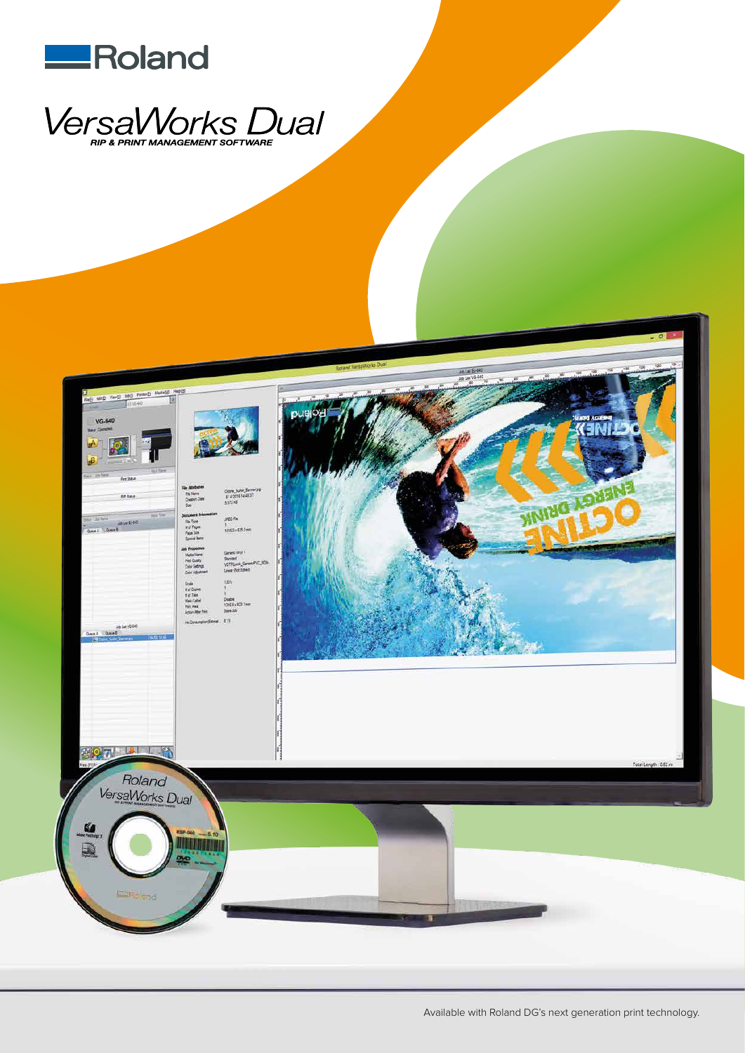Roland

# VersaWorks Dual

**RIP & PRINT MANAGEMENT SOFTWARE**

Available with Roland DG's next generation print technology.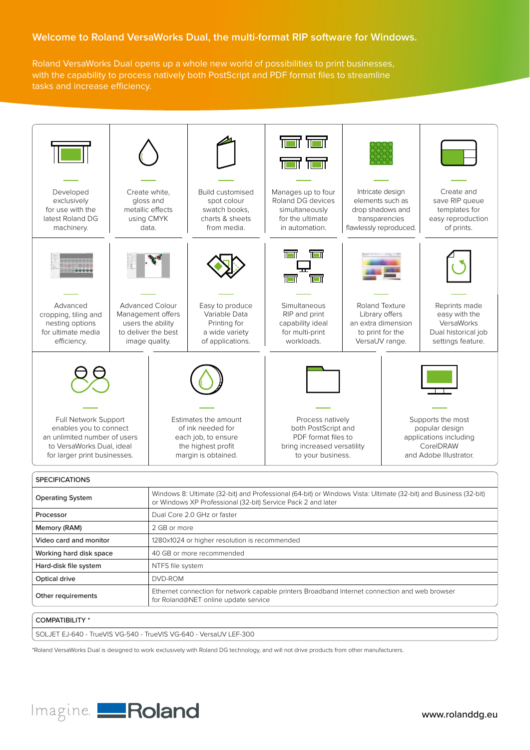## Welcome to Roland VersaWorks Dual, the multi-format RIP software for Windows.

Roland VersaWorks Dual opens up a whole new world of possibilities to print businesses, with the capability to process natively both PostScript and PDF format files to streamline tasks and increase efficiency.

Developed exclusively for use with the latest Roland DG machinery.

Create white, gloss and metallic effects using CMYK data.

Build customised spot colour swatch books, charts & sheets from media.

Manages up to four Roland DG devices simultaneously for the ultimate in automation.

Intricate design elements such as drop shadows and transparencies flawlessly reproduced.

Create and save RIP queue templates for easy reproduction of prints.

Advanced cropping, tiling and nesting options for ultimate media efficiency.

Advanced Colour Management offers users the ability to deliver the best image quality.

Easy to produce Variable Data Printing for a wide variety of applications.

Simultaneous RIP and print capability ideal for multi-print workloads.

Roland Texture Library offers an extra dimension to print for the VersaUV range.

Reprints made easy with the VersaWorks Dual historical job settings feature.

Full Network Support enables you to connect an unlimited number of users to VersaWorks Dual, ideal for larger print businesses.

Estimates the amount of ink needed for each job, to ensure the highest profit margin is obtained.

Process natively both PostScript and PDF format files to bring increased versatility to your business.

Supports the most popular design applications including CorelDRAW and Adobe Illustrator.

| SPECIFICATIONS | |
|---|---|
| Operating System | Windows 8: Ultimate (32-bit) and Professional (64-bit) or Windows Vista: Ultimate (32-bit) and Business (32-bit) or Windows XP Professional (32-bit) Service Pack 2 and later |
| Processor | Dual Core 2.0 GHz or faster |
| Memory (RAM) | 2 GB or more |
| Video card and monitor | 1280x1024 or higher resolution is recommended |
| Working hard disk space | 40 GB or more recommended |
| Hard-disk file system | NTFS file system |
| Optical drive | DVD-ROM |
| Other requirements | Ethernet connection for network capable printers Broadband Internet connection and web browser for Roland@NET online update service |

| COMPATIBILITY * |
|---|
| SOLJET EJ-640 - TrueVIS VG-540 - TrueVIS VG-640 - VersaUV LEF-300 |

*Roland VersaWorks Dual is designed to work exclusively with Roland DG technology, and will not drive products from other manufacturers.

Imagine. Roland

www.rolanddg.eu